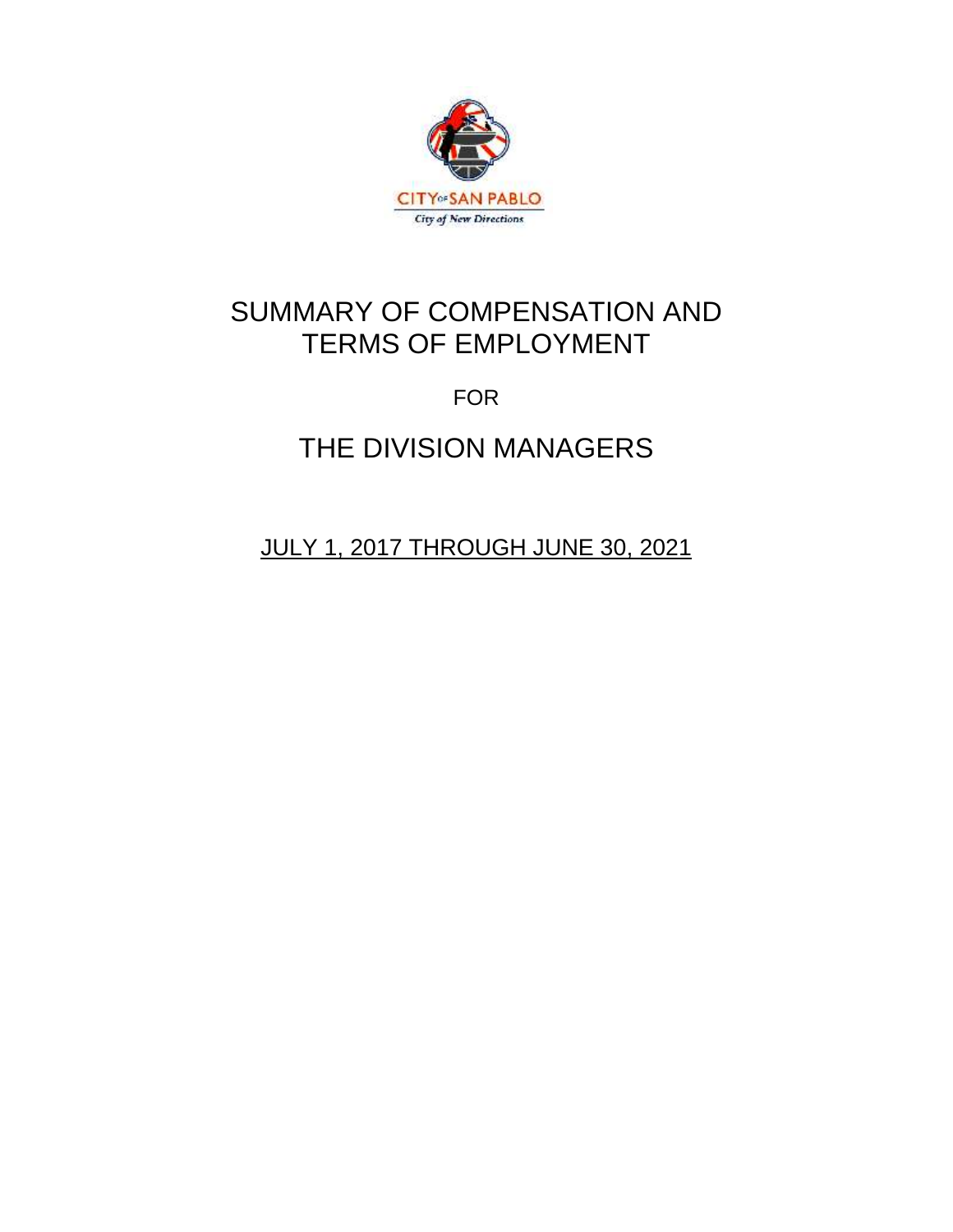CITY OF SAN PABLO

City of New Directions

# SUMMARY OF COMPENSATION AND TERMS OF EMPLOYMENT

FOR

# THE DIVISION MANAGERS

JULY 1, 2017 THROUGH JUNE 30, 2021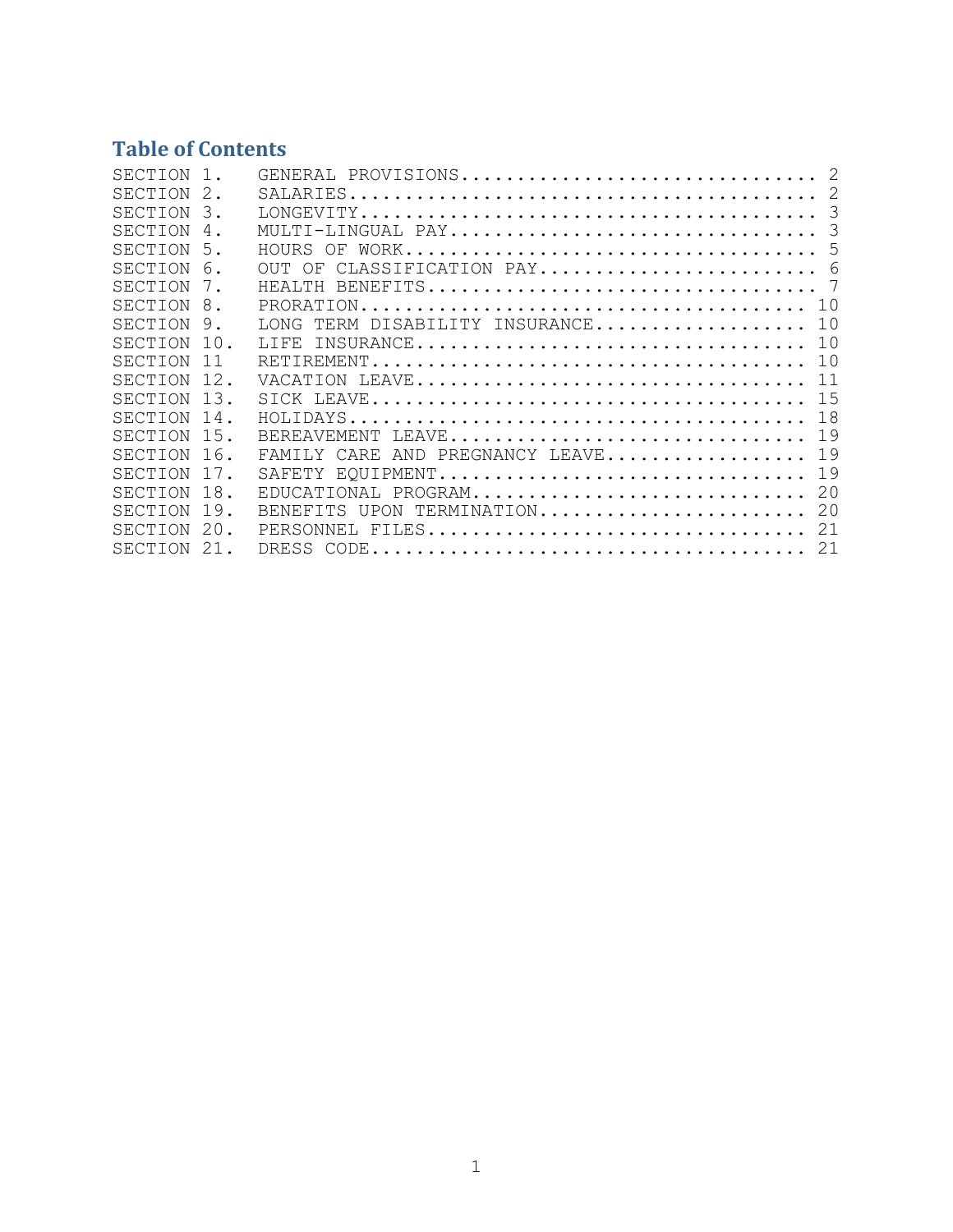## Table of Contents

| | | |
|---|---|---|
| SECTION 1. | GENERAL PROVISIONS | 2 |
| SECTION 2. | SALARIES | 2 |
| SECTION 3. | LONGEVITY | 3 |
| SECTION 4. | MULTI-LINGUAL PAY | 3 |
| SECTION 5. | HOURS OF WORK | 5 |
| SECTION 6. | OUT OF CLASSIFICATION PAY | 6 |
| SECTION 7. | HEALTH BENEFITS | 7 |
| SECTION 8. | PRORATION | 10 |
| SECTION 9. | LONG TERM DISABILITY INSURANCE | 10 |
| SECTION 10. | LIFE INSURANCE | 10 |
| SECTION 11 | RETIREMENT | 10 |
| SECTION 12. | VACATION LEAVE | 11 |
| SECTION 13. | SICK LEAVE | 15 |
| SECTION 14. | HOLIDAYS | 18 |
| SECTION 15. | BEREAVEMENT LEAVE | 19 |
| SECTION 16. | FAMILY CARE AND PREGNANCY LEAVE | 19 |
| SECTION 17. | SAFETY EQUIPMENT | 19 |
| SECTION 18. | EDUCATIONAL PROGRAM | 20 |
| SECTION 19. | BENEFITS UPON TERMINATION | 20 |
| SECTION 20. | PERSONNEL FILES | 21 |
| SECTION 21. | DRESS CODE | 21 |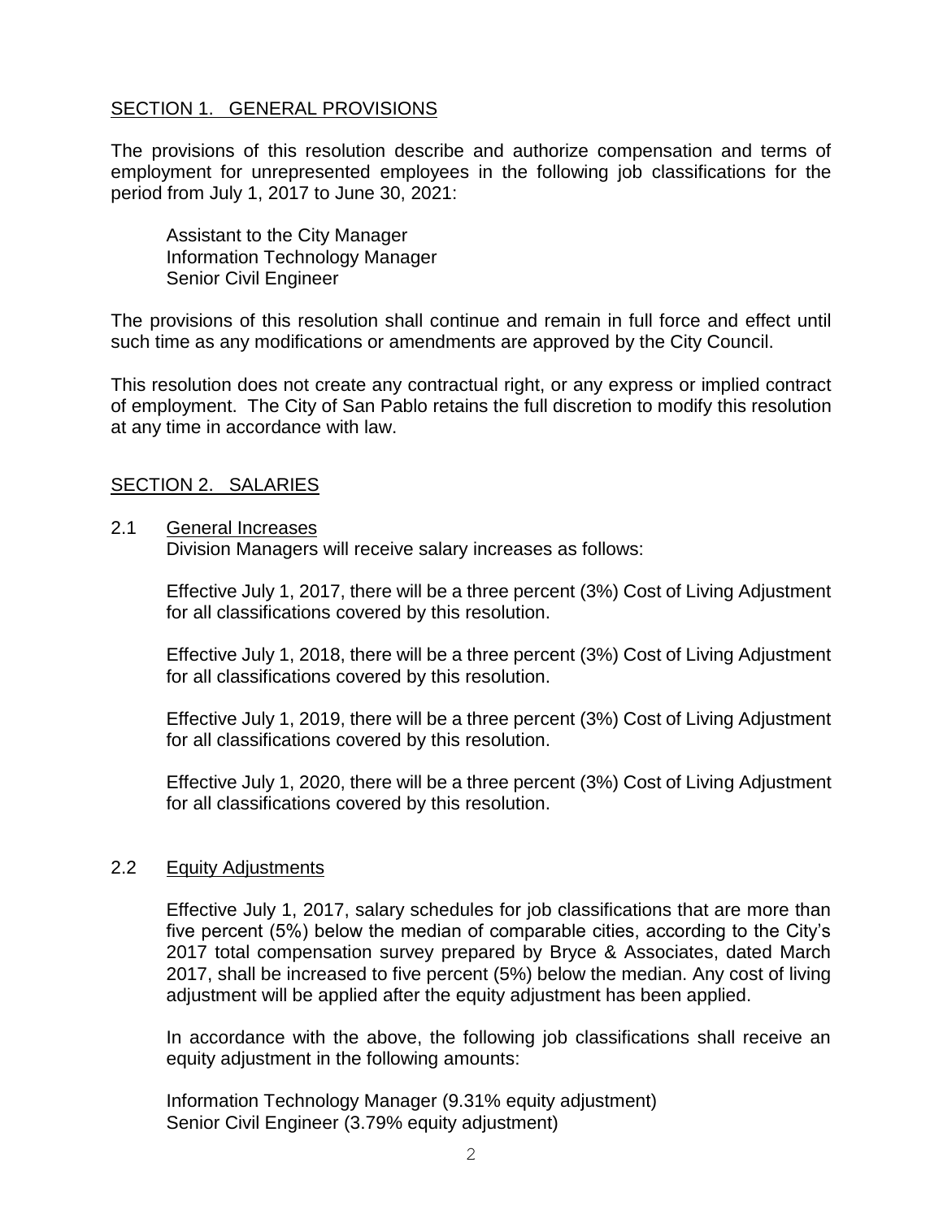## SECTION 1. GENERAL PROVISIONS

The provisions of this resolution describe and authorize compensation and terms of employment for unrepresented employees in the following job classifications for the period from July 1, 2017 to June 30, 2021:

Assistant to the City Manager
Information Technology Manager
Senior Civil Engineer

The provisions of this resolution shall continue and remain in full force and effect until such time as any modifications or amendments are approved by the City Council.

This resolution does not create any contractual right, or any express or implied contract of employment. The City of San Pablo retains the full discretion to modify this resolution at any time in accordance with law.

## SECTION 2. SALARIES

### 2.1 General Increases

Division Managers will receive salary increases as follows:

Effective July 1, 2017, there will be a three percent (3%) Cost of Living Adjustment for all classifications covered by this resolution.

Effective July 1, 2018, there will be a three percent (3%) Cost of Living Adjustment for all classifications covered by this resolution.

Effective July 1, 2019, there will be a three percent (3%) Cost of Living Adjustment for all classifications covered by this resolution.

Effective July 1, 2020, there will be a three percent (3%) Cost of Living Adjustment for all classifications covered by this resolution.

### 2.2 Equity Adjustments

Effective July 1, 2017, salary schedules for job classifications that are more than five percent (5%) below the median of comparable cities, according to the City's 2017 total compensation survey prepared by Bryce & Associates, dated March 2017, shall be increased to five percent (5%) below the median. Any cost of living adjustment will be applied after the equity adjustment has been applied.

In accordance with the above, the following job classifications shall receive an equity adjustment in the following amounts:

Information Technology Manager (9.31% equity adjustment)
Senior Civil Engineer (3.79% equity adjustment)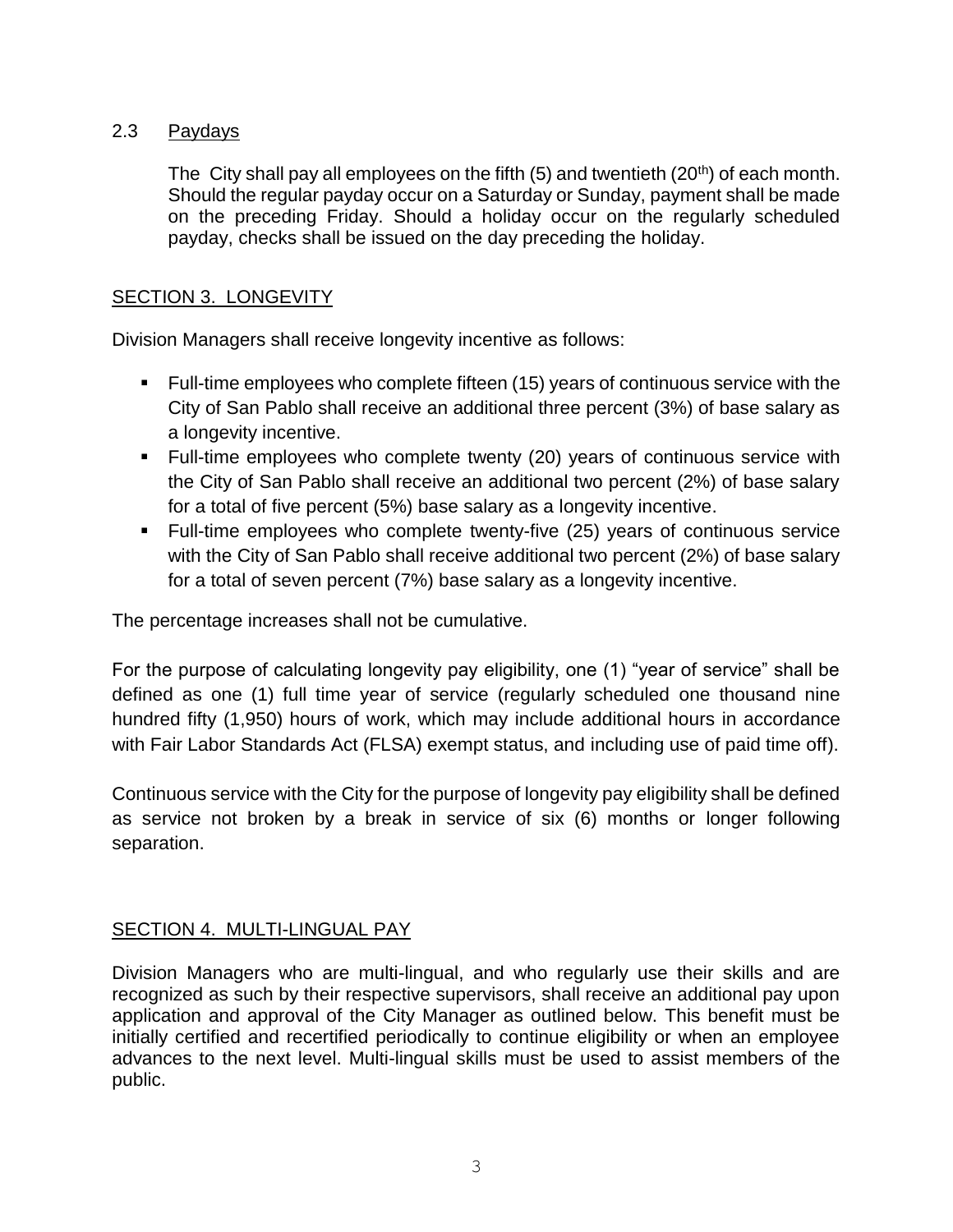### 2.3 Paydays

The City shall pay all employees on the fifth (5) and twentieth (20th) of each month. Should the regular payday occur on a Saturday or Sunday, payment shall be made on the preceding Friday. Should a holiday occur on the regularly scheduled payday, checks shall be issued on the day preceding the holiday.

## SECTION 3. LONGEVITY

Division Managers shall receive longevity incentive as follows:

- Full-time employees who complete fifteen (15) years of continuous service with the City of San Pablo shall receive an additional three percent (3%) of base salary as a longevity incentive.
- Full-time employees who complete twenty (20) years of continuous service with the City of San Pablo shall receive an additional two percent (2%) of base salary for a total of five percent (5%) base salary as a longevity incentive.
- Full-time employees who complete twenty-five (25) years of continuous service with the City of San Pablo shall receive additional two percent (2%) of base salary for a total of seven percent (7%) base salary as a longevity incentive.

The percentage increases shall not be cumulative.

For the purpose of calculating longevity pay eligibility, one (1) "year of service" shall be defined as one (1) full time year of service (regularly scheduled one thousand nine hundred fifty (1,950) hours of work, which may include additional hours in accordance with Fair Labor Standards Act (FLSA) exempt status, and including use of paid time off).

Continuous service with the City for the purpose of longevity pay eligibility shall be defined as service not broken by a break in service of six (6) months or longer following separation.

## SECTION 4. MULTI-LINGUAL PAY

Division Managers who are multi-lingual, and who regularly use their skills and are recognized as such by their respective supervisors, shall receive an additional pay upon application and approval of the City Manager as outlined below. This benefit must be initially certified and recertified periodically to continue eligibility or when an employee advances to the next level. Multi-lingual skills must be used to assist members of the public.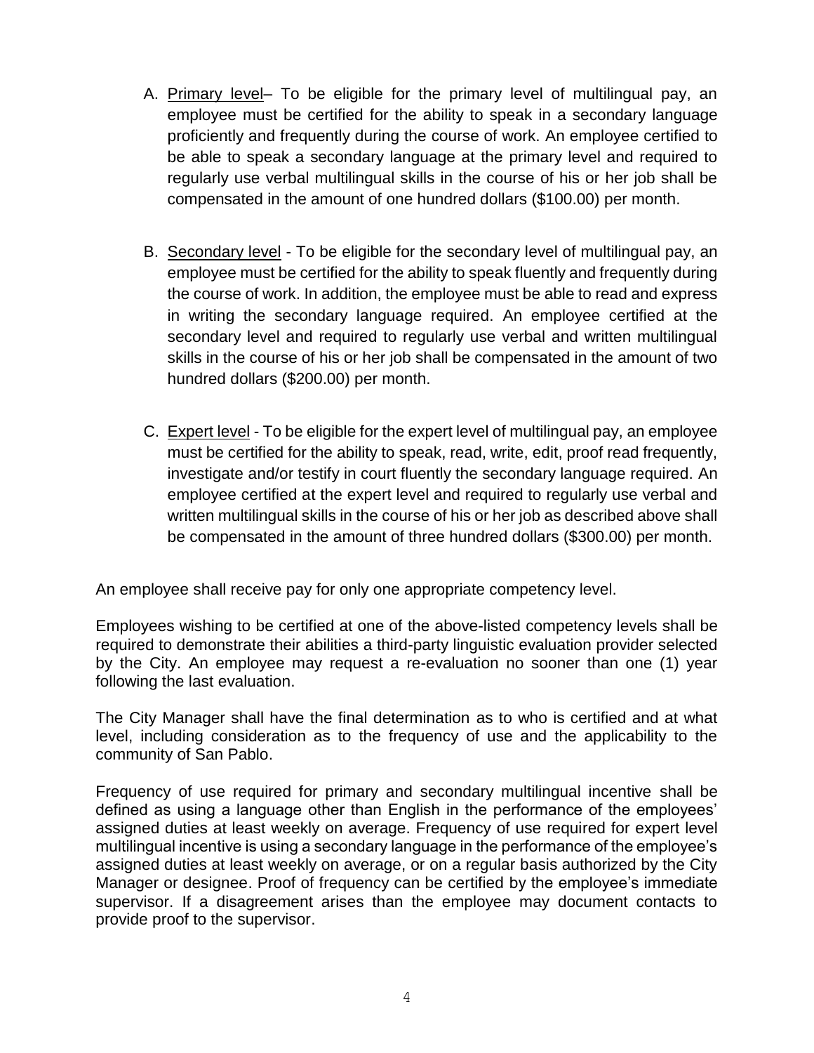A. <u>Primary level</u>– To be eligible for the primary level of multilingual pay, an employee must be certified for the ability to speak in a secondary language proficiently and frequently during the course of work. An employee certified to be able to speak a secondary language at the primary level and required to regularly use verbal multilingual skills in the course of his or her job shall be compensated in the amount of one hundred dollars ($100.00) per month.

B. <u>Secondary level</u> - To be eligible for the secondary level of multilingual pay, an employee must be certified for the ability to speak fluently and frequently during the course of work. In addition, the employee must be able to read and express in writing the secondary language required. An employee certified at the secondary level and required to regularly use verbal and written multilingual skills in the course of his or her job shall be compensated in the amount of two hundred dollars ($200.00) per month.

C. <u>Expert level</u> - To be eligible for the expert level of multilingual pay, an employee must be certified for the ability to speak, read, write, edit, proof read frequently, investigate and/or testify in court fluently the secondary language required. An employee certified at the expert level and required to regularly use verbal and written multilingual skills in the course of his or her job as described above shall be compensated in the amount of three hundred dollars ($300.00) per month.

An employee shall receive pay for only one appropriate competency level.

Employees wishing to be certified at one of the above-listed competency levels shall be required to demonstrate their abilities a third-party linguistic evaluation provider selected by the City. An employee may request a re-evaluation no sooner than one (1) year following the last evaluation.

The City Manager shall have the final determination as to who is certified and at what level, including consideration as to the frequency of use and the applicability to the community of San Pablo.

Frequency of use required for primary and secondary multilingual incentive shall be defined as using a language other than English in the performance of the employees' assigned duties at least weekly on average. Frequency of use required for expert level multilingual incentive is using a secondary language in the performance of the employee's assigned duties at least weekly on average, or on a regular basis authorized by the City Manager or designee. Proof of frequency can be certified by the employee's immediate supervisor. If a disagreement arises than the employee may document contacts to provide proof to the supervisor.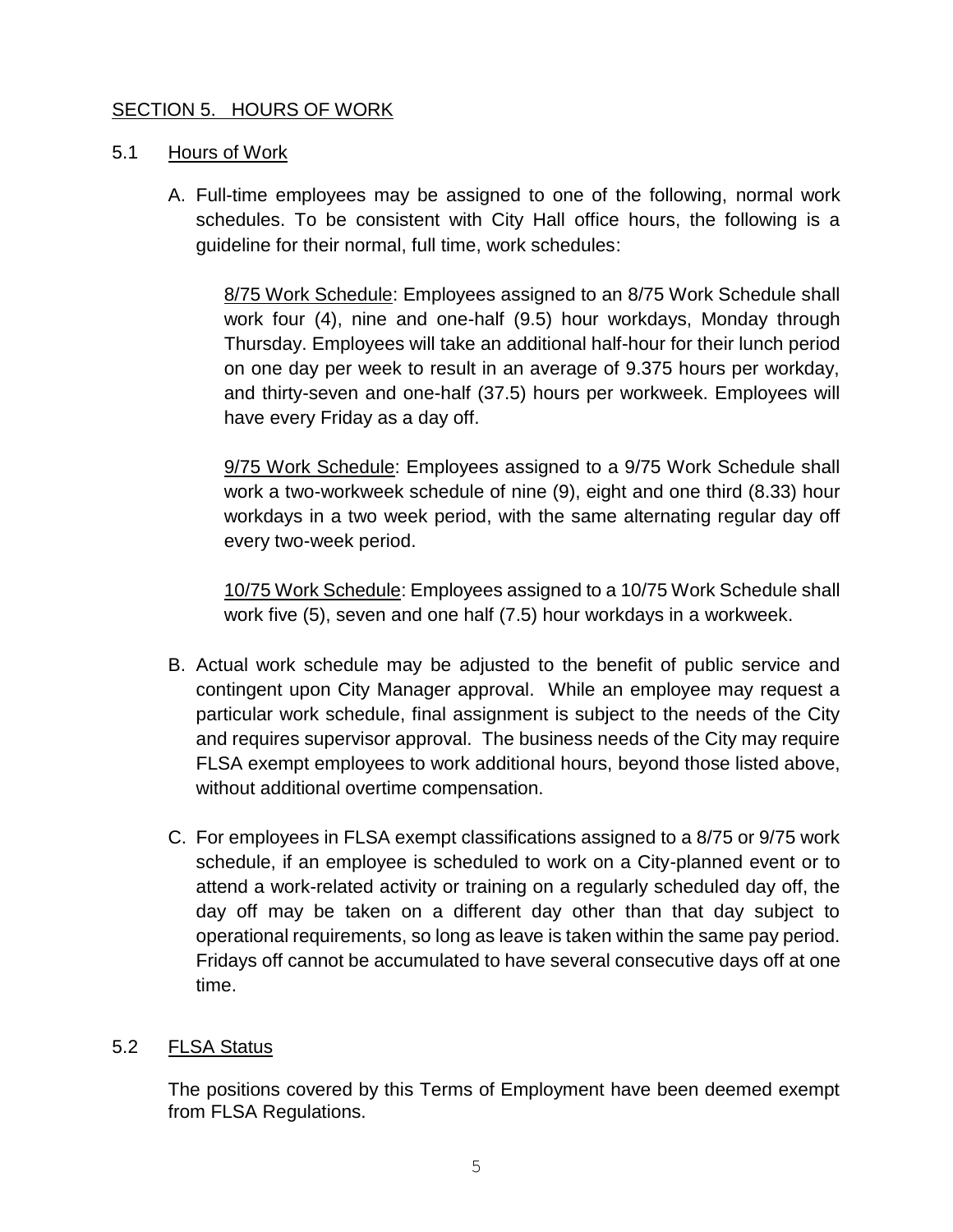## SECTION 5. HOURS OF WORK

### 5.1 Hours of Work

A. Full-time employees may be assigned to one of the following, normal work schedules. To be consistent with City Hall office hours, the following is a guideline for their normal, full time, work schedules:

   8/75 Work Schedule: Employees assigned to an 8/75 Work Schedule shall work four (4), nine and one-half (9.5) hour workdays, Monday through Thursday. Employees will take an additional half-hour for their lunch period on one day per week to result in an average of 9.375 hours per workday, and thirty-seven and one-half (37.5) hours per workweek. Employees will have every Friday as a day off.

   9/75 Work Schedule: Employees assigned to a 9/75 Work Schedule shall work a two-workweek schedule of nine (9), eight and one third (8.33) hour workdays in a two week period, with the same alternating regular day off every two-week period.

   10/75 Work Schedule: Employees assigned to a 10/75 Work Schedule shall work five (5), seven and one half (7.5) hour workdays in a workweek.

B. Actual work schedule may be adjusted to the benefit of public service and contingent upon City Manager approval. While an employee may request a particular work schedule, final assignment is subject to the needs of the City and requires supervisor approval. The business needs of the City may require FLSA exempt employees to work additional hours, beyond those listed above, without additional overtime compensation.

C. For employees in FLSA exempt classifications assigned to a 8/75 or 9/75 work schedule, if an employee is scheduled to work on a City-planned event or to attend a work-related activity or training on a regularly scheduled day off, the day off may be taken on a different day other than that day subject to operational requirements, so long as leave is taken within the same pay period. Fridays off cannot be accumulated to have several consecutive days off at one time.

### 5.2 FLSA Status

The positions covered by this Terms of Employment have been deemed exempt from FLSA Regulations.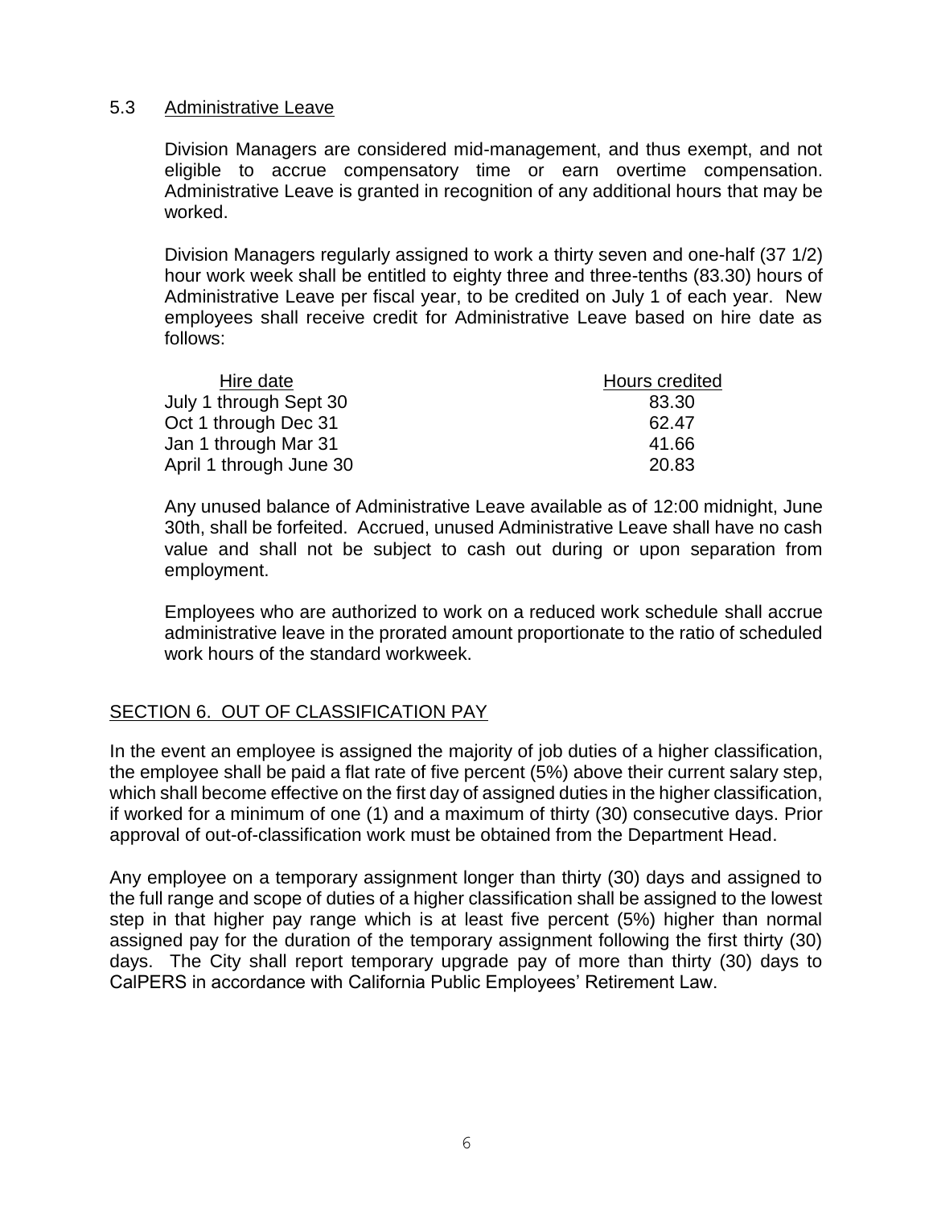### 5.3 Administrative Leave

Division Managers are considered mid-management, and thus exempt, and not eligible to accrue compensatory time or earn overtime compensation. Administrative Leave is granted in recognition of any additional hours that may be worked.

Division Managers regularly assigned to work a thirty seven and one-half (37 1/2) hour work week shall be entitled to eighty three and three-tenths (83.30) hours of Administrative Leave per fiscal year, to be credited on July 1 of each year. New employees shall receive credit for Administrative Leave based on hire date as follows:

| Hire date | Hours credited |
|---|---|
| July 1 through Sept 30 | 83.30 |
| Oct 1 through Dec 31 | 62.47 |
| Jan 1 through Mar 31 | 41.66 |
| April 1 through June 30 | 20.83 |

Any unused balance of Administrative Leave available as of 12:00 midnight, June 30th, shall be forfeited. Accrued, unused Administrative Leave shall have no cash value and shall not be subject to cash out during or upon separation from employment.

Employees who are authorized to work on a reduced work schedule shall accrue administrative leave in the prorated amount proportionate to the ratio of scheduled work hours of the standard workweek.

## SECTION 6. OUT OF CLASSIFICATION PAY

In the event an employee is assigned the majority of job duties of a higher classification, the employee shall be paid a flat rate of five percent (5%) above their current salary step, which shall become effective on the first day of assigned duties in the higher classification, if worked for a minimum of one (1) and a maximum of thirty (30) consecutive days. Prior approval of out-of-classification work must be obtained from the Department Head.

Any employee on a temporary assignment longer than thirty (30) days and assigned to the full range and scope of duties of a higher classification shall be assigned to the lowest step in that higher pay range which is at least five percent (5%) higher than normal assigned pay for the duration of the temporary assignment following the first thirty (30) days. The City shall report temporary upgrade pay of more than thirty (30) days to CalPERS in accordance with California Public Employees' Retirement Law.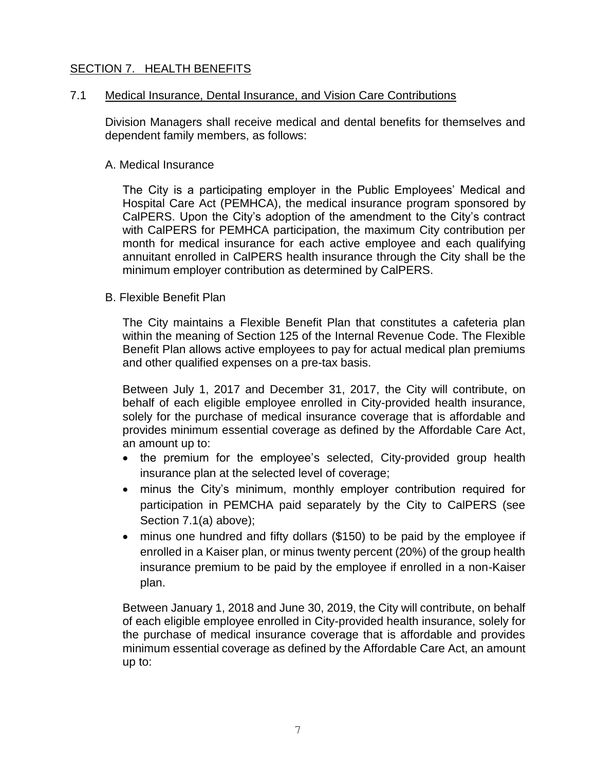## SECTION 7. HEALTH BENEFITS

### 7.1 Medical Insurance, Dental Insurance, and Vision Care Contributions

Division Managers shall receive medical and dental benefits for themselves and dependent family members, as follows:

A. Medical Insurance

The City is a participating employer in the Public Employees' Medical and Hospital Care Act (PEMHCA), the medical insurance program sponsored by CalPERS. Upon the City's adoption of the amendment to the City's contract with CalPERS for PEMHCA participation, the maximum City contribution per month for medical insurance for each active employee and each qualifying annuitant enrolled in CalPERS health insurance through the City shall be the minimum employer contribution as determined by CalPERS.

B. Flexible Benefit Plan

The City maintains a Flexible Benefit Plan that constitutes a cafeteria plan within the meaning of Section 125 of the Internal Revenue Code. The Flexible Benefit Plan allows active employees to pay for actual medical plan premiums and other qualified expenses on a pre-tax basis.

Between July 1, 2017 and December 31, 2017, the City will contribute, on behalf of each eligible employee enrolled in City-provided health insurance, solely for the purchase of medical insurance coverage that is affordable and provides minimum essential coverage as defined by the Affordable Care Act, an amount up to:

- the premium for the employee's selected, City-provided group health insurance plan at the selected level of coverage;
- minus the City's minimum, monthly employer contribution required for participation in PEMCHA paid separately by the City to CalPERS (see Section 7.1(a) above);
- minus one hundred and fifty dollars ($150) to be paid by the employee if enrolled in a Kaiser plan, or minus twenty percent (20%) of the group health insurance premium to be paid by the employee if enrolled in a non-Kaiser plan.

Between January 1, 2018 and June 30, 2019, the City will contribute, on behalf of each eligible employee enrolled in City-provided health insurance, solely for the purchase of medical insurance coverage that is affordable and provides minimum essential coverage as defined by the Affordable Care Act, an amount up to: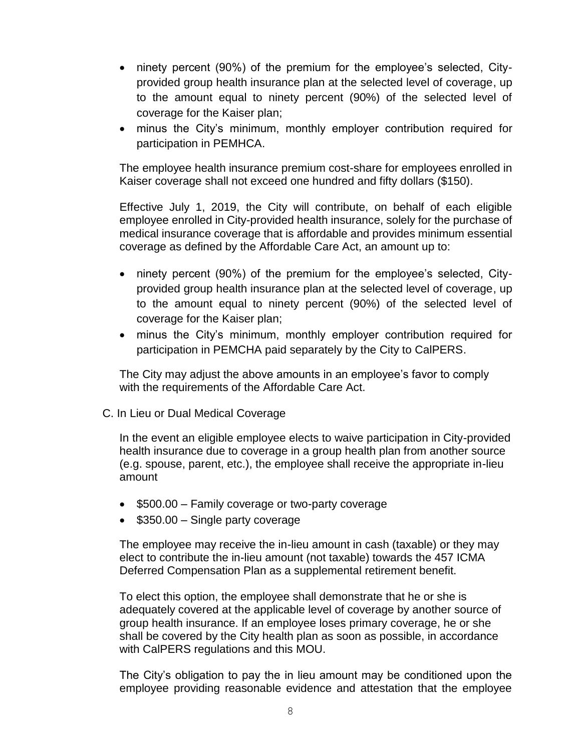- ninety percent (90%) of the premium for the employee's selected, City-provided group health insurance plan at the selected level of coverage, up to the amount equal to ninety percent (90%) of the selected level of coverage for the Kaiser plan;
- minus the City's minimum, monthly employer contribution required for participation in PEMHCA.

The employee health insurance premium cost-share for employees enrolled in Kaiser coverage shall not exceed one hundred and fifty dollars ($150).

Effective July 1, 2019, the City will contribute, on behalf of each eligible employee enrolled in City-provided health insurance, solely for the purchase of medical insurance coverage that is affordable and provides minimum essential coverage as defined by the Affordable Care Act, an amount up to:

- ninety percent (90%) of the premium for the employee's selected, City-provided group health insurance plan at the selected level of coverage, up to the amount equal to ninety percent (90%) of the selected level of coverage for the Kaiser plan;
- minus the City's minimum, monthly employer contribution required for participation in PEMCHA paid separately by the City to CalPERS.

The City may adjust the above amounts in an employee's favor to comply with the requirements of the Affordable Care Act.

C. In Lieu or Dual Medical Coverage

In the event an eligible employee elects to waive participation in City-provided health insurance due to coverage in a group health plan from another source (e.g. spouse, parent, etc.), the employee shall receive the appropriate in-lieu amount

- $500.00 – Family coverage or two-party coverage
- $350.00 – Single party coverage

The employee may receive the in-lieu amount in cash (taxable) or they may elect to contribute the in-lieu amount (not taxable) towards the 457 ICMA Deferred Compensation Plan as a supplemental retirement benefit.

To elect this option, the employee shall demonstrate that he or she is adequately covered at the applicable level of coverage by another source of group health insurance. If an employee loses primary coverage, he or she shall be covered by the City health plan as soon as possible, in accordance with CalPERS regulations and this MOU.

The City's obligation to pay the in lieu amount may be conditioned upon the employee providing reasonable evidence and attestation that the employee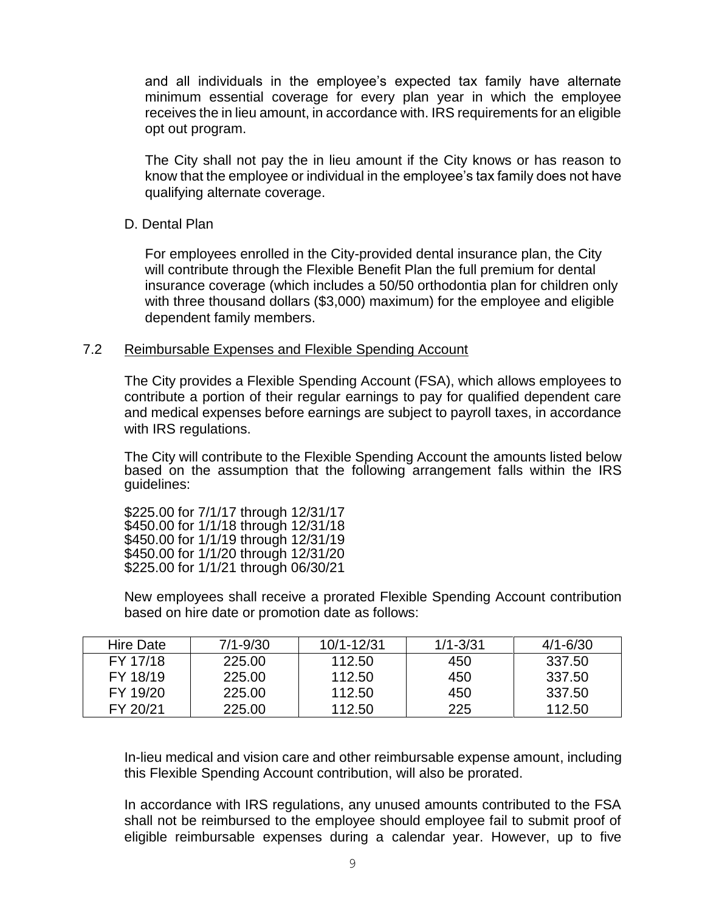and all individuals in the employee's expected tax family have alternate minimum essential coverage for every plan year in which the employee receives the in lieu amount, in accordance with. IRS requirements for an eligible opt out program.

The City shall not pay the in lieu amount if the City knows or has reason to know that the employee or individual in the employee's tax family does not have qualifying alternate coverage.

D. Dental Plan

For employees enrolled in the City-provided dental insurance plan, the City will contribute through the Flexible Benefit Plan the full premium for dental insurance coverage (which includes a 50/50 orthodontia plan for children only with three thousand dollars ($3,000) maximum) for the employee and eligible dependent family members.

7.2 Reimbursable Expenses and Flexible Spending Account

The City provides a Flexible Spending Account (FSA), which allows employees to contribute a portion of their regular earnings to pay for qualified dependent care and medical expenses before earnings are subject to payroll taxes, in accordance with IRS regulations.

The City will contribute to the Flexible Spending Account the amounts listed below based on the assumption that the following arrangement falls within the IRS guidelines:

$225.00 for 7/1/17 through 12/31/17
$450.00 for 1/1/18 through 12/31/18
$450.00 for 1/1/19 through 12/31/19
$450.00 for 1/1/20 through 12/31/20
$225.00 for 1/1/21 through 06/30/21

New employees shall receive a prorated Flexible Spending Account contribution based on hire date or promotion date as follows:

| Hire Date | 7/1-9/30 | 10/1-12/31 | 1/1-3/31 | 4/1-6/30 |
|---|---|---|---|---|
| FY 17/18 | 225.00 | 112.50 | 450 | 337.50 |
| FY 18/19 | 225.00 | 112.50 | 450 | 337.50 |
| FY 19/20 | 225.00 | 112.50 | 450 | 337.50 |
| FY 20/21 | 225.00 | 112.50 | 225 | 112.50 |

In-lieu medical and vision care and other reimbursable expense amount, including this Flexible Spending Account contribution, will also be prorated.

In accordance with IRS regulations, any unused amounts contributed to the FSA shall not be reimbursed to the employee should employee fail to submit proof of eligible reimbursable expenses during a calendar year. However, up to five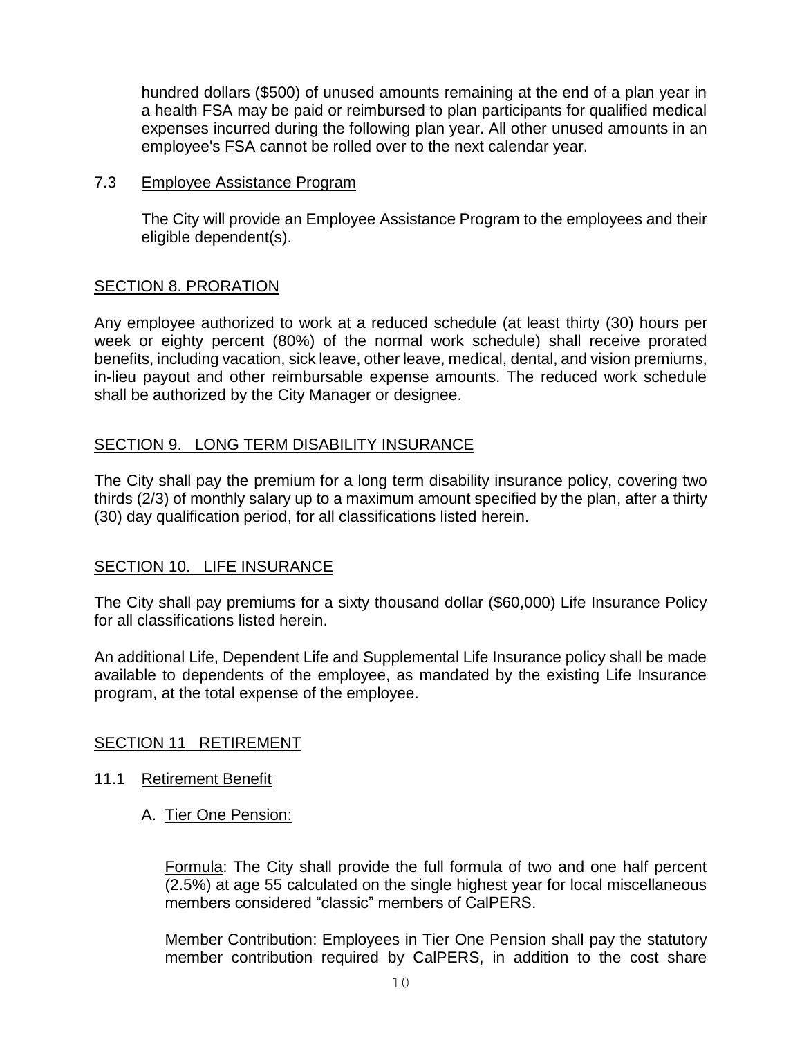hundred dollars ($500) of unused amounts remaining at the end of a plan year in a health FSA may be paid or reimbursed to plan participants for qualified medical expenses incurred during the following plan year. All other unused amounts in an employee's FSA cannot be rolled over to the next calendar year.

### 7.3 Employee Assistance Program

The City will provide an Employee Assistance Program to the employees and their eligible dependent(s).

## SECTION 8. PRORATION

Any employee authorized to work at a reduced schedule (at least thirty (30) hours per week or eighty percent (80%) of the normal work schedule) shall receive prorated benefits, including vacation, sick leave, other leave, medical, dental, and vision premiums, in-lieu payout and other reimbursable expense amounts. The reduced work schedule shall be authorized by the City Manager or designee.

## SECTION 9. LONG TERM DISABILITY INSURANCE

The City shall pay the premium for a long term disability insurance policy, covering two thirds (2/3) of monthly salary up to a maximum amount specified by the plan, after a thirty (30) day qualification period, for all classifications listed herein.

## SECTION 10. LIFE INSURANCE

The City shall pay premiums for a sixty thousand dollar ($60,000) Life Insurance Policy for all classifications listed herein.

An additional Life, Dependent Life and Supplemental Life Insurance policy shall be made available to dependents of the employee, as mandated by the existing Life Insurance program, at the total expense of the employee.

## SECTION 11 RETIREMENT

### 11.1 Retirement Benefit

A. Tier One Pension:

Formula: The City shall provide the full formula of two and one half percent (2.5%) at age 55 calculated on the single highest year for local miscellaneous members considered "classic" members of CalPERS.

Member Contribution: Employees in Tier One Pension shall pay the statutory member contribution required by CalPERS, in addition to the cost share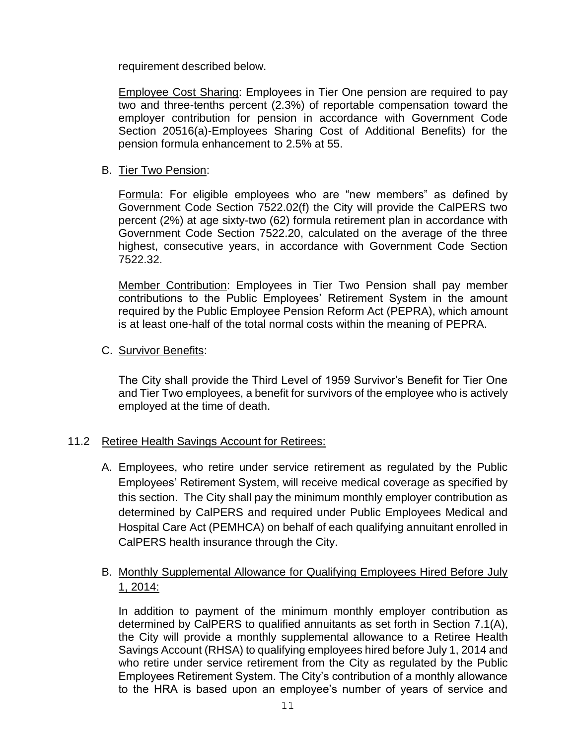requirement described below.

Employee Cost Sharing: Employees in Tier One pension are required to pay two and three-tenths percent (2.3%) of reportable compensation toward the employer contribution for pension in accordance with Government Code Section 20516(a)-Employees Sharing Cost of Additional Benefits) for the pension formula enhancement to 2.5% at 55.

B. Tier Two Pension:

Formula: For eligible employees who are "new members" as defined by Government Code Section 7522.02(f) the City will provide the CalPERS two percent (2%) at age sixty-two (62) formula retirement plan in accordance with Government Code Section 7522.20, calculated on the average of the three highest, consecutive years, in accordance with Government Code Section 7522.32.

Member Contribution: Employees in Tier Two Pension shall pay member contributions to the Public Employees' Retirement System in the amount required by the Public Employee Pension Reform Act (PEPRA), which amount is at least one-half of the total normal costs within the meaning of PEPRA.

C. Survivor Benefits:

The City shall provide the Third Level of 1959 Survivor's Benefit for Tier One and Tier Two employees, a benefit for survivors of the employee who is actively employed at the time of death.

## 11.2 Retiree Health Savings Account for Retirees:

A. Employees, who retire under service retirement as regulated by the Public Employees' Retirement System, will receive medical coverage as specified by this section. The City shall pay the minimum monthly employer contribution as determined by CalPERS and required under Public Employees Medical and Hospital Care Act (PEMHCA) on behalf of each qualifying annuitant enrolled in CalPERS health insurance through the City.

B. Monthly Supplemental Allowance for Qualifying Employees Hired Before July 1, 2014:

In addition to payment of the minimum monthly employer contribution as determined by CalPERS to qualified annuitants as set forth in Section 7.1(A), the City will provide a monthly supplemental allowance to a Retiree Health Savings Account (RHSA) to qualifying employees hired before July 1, 2014 and who retire under service retirement from the City as regulated by the Public Employees Retirement System. The City's contribution of a monthly allowance to the HRA is based upon an employee's number of years of service and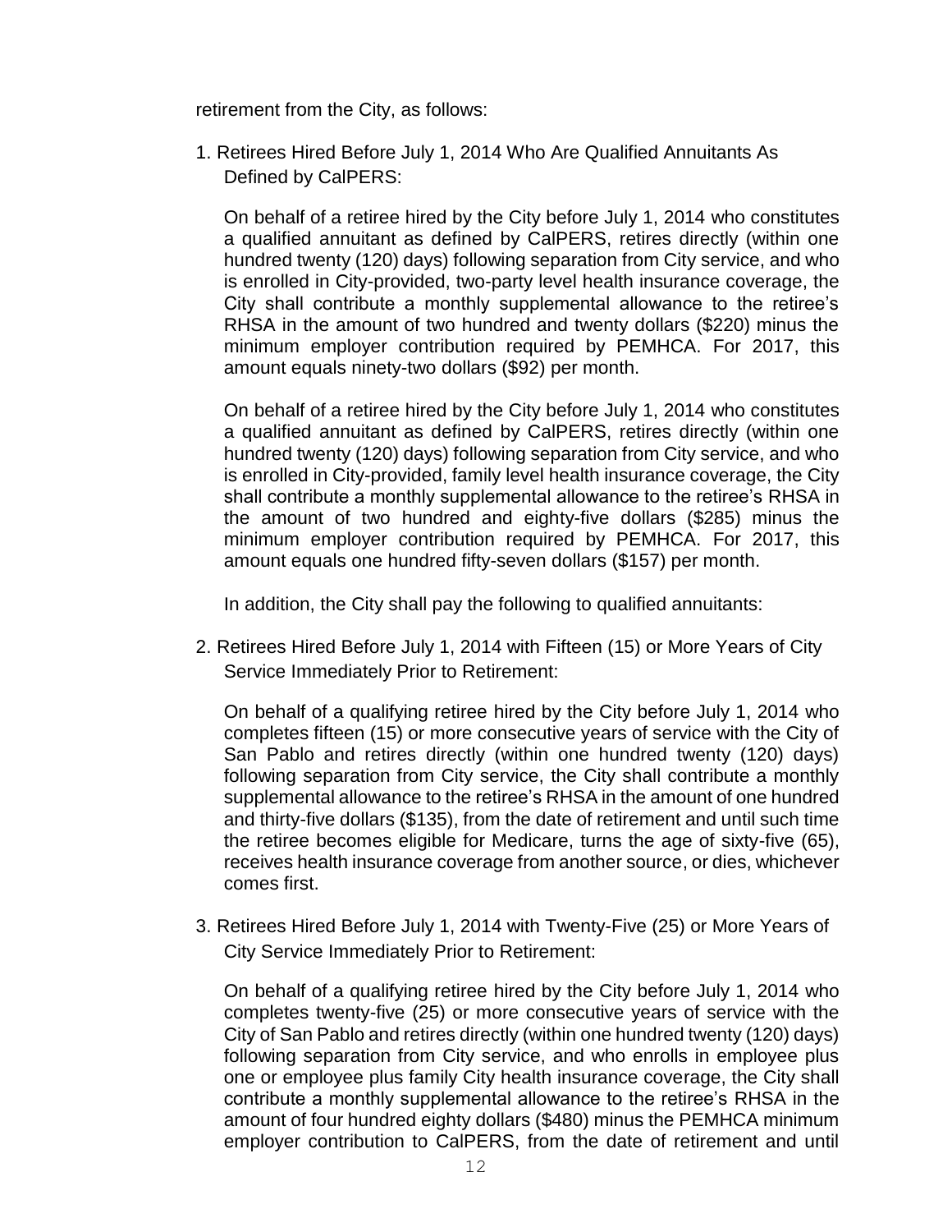retirement from the City, as follows:

1. Retirees Hired Before July 1, 2014 Who Are Qualified Annuitants As Defined by CalPERS:

   On behalf of a retiree hired by the City before July 1, 2014 who constitutes a qualified annuitant as defined by CalPERS, retires directly (within one hundred twenty (120) days) following separation from City service, and who is enrolled in City-provided, two-party level health insurance coverage, the City shall contribute a monthly supplemental allowance to the retiree's RHSA in the amount of two hundred and twenty dollars ($220) minus the minimum employer contribution required by PEMHCA. For 2017, this amount equals ninety-two dollars ($92) per month.

   On behalf of a retiree hired by the City before July 1, 2014 who constitutes a qualified annuitant as defined by CalPERS, retires directly (within one hundred twenty (120) days) following separation from City service, and who is enrolled in City-provided, family level health insurance coverage, the City shall contribute a monthly supplemental allowance to the retiree's RHSA in the amount of two hundred and eighty-five dollars ($285) minus the minimum employer contribution required by PEMHCA. For 2017, this amount equals one hundred fifty-seven dollars ($157) per month.

   In addition, the City shall pay the following to qualified annuitants:

2. Retirees Hired Before July 1, 2014 with Fifteen (15) or More Years of City Service Immediately Prior to Retirement:

   On behalf of a qualifying retiree hired by the City before July 1, 2014 who completes fifteen (15) or more consecutive years of service with the City of San Pablo and retires directly (within one hundred twenty (120) days) following separation from City service, the City shall contribute a monthly supplemental allowance to the retiree's RHSA in the amount of one hundred and thirty-five dollars ($135), from the date of retirement and until such time the retiree becomes eligible for Medicare, turns the age of sixty-five (65), receives health insurance coverage from another source, or dies, whichever comes first.

3. Retirees Hired Before July 1, 2014 with Twenty-Five (25) or More Years of City Service Immediately Prior to Retirement:

   On behalf of a qualifying retiree hired by the City before July 1, 2014 who completes twenty-five (25) or more consecutive years of service with the City of San Pablo and retires directly (within one hundred twenty (120) days) following separation from City service, and who enrolls in employee plus one or employee plus family City health insurance coverage, the City shall contribute a monthly supplemental allowance to the retiree's RHSA in the amount of four hundred eighty dollars ($480) minus the PEMHCA minimum employer contribution to CalPERS, from the date of retirement and until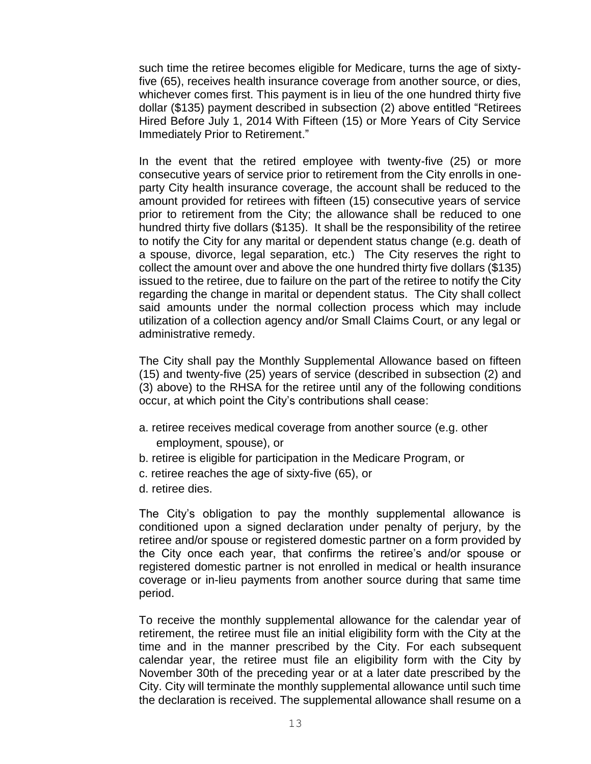such time the retiree becomes eligible for Medicare, turns the age of sixty-five (65), receives health insurance coverage from another source, or dies, whichever comes first. This payment is in lieu of the one hundred thirty five dollar ($135) payment described in subsection (2) above entitled "Retirees Hired Before July 1, 2014 With Fifteen (15) or More Years of City Service Immediately Prior to Retirement."

In the event that the retired employee with twenty-five (25) or more consecutive years of service prior to retirement from the City enrolls in one-party City health insurance coverage, the account shall be reduced to the amount provided for retirees with fifteen (15) consecutive years of service prior to retirement from the City; the allowance shall be reduced to one hundred thirty five dollars ($135). It shall be the responsibility of the retiree to notify the City for any marital or dependent status change (e.g. death of a spouse, divorce, legal separation, etc.) The City reserves the right to collect the amount over and above the one hundred thirty five dollars ($135) issued to the retiree, due to failure on the part of the retiree to notify the City regarding the change in marital or dependent status. The City shall collect said amounts under the normal collection process which may include utilization of a collection agency and/or Small Claims Court, or any legal or administrative remedy.

The City shall pay the Monthly Supplemental Allowance based on fifteen (15) and twenty-five (25) years of service (described in subsection (2) and (3) above) to the RHSA for the retiree until any of the following conditions occur, at which point the City's contributions shall cease:

a. retiree receives medical coverage from another source (e.g. other employment, spouse), or
b. retiree is eligible for participation in the Medicare Program, or
c. retiree reaches the age of sixty-five (65), or
d. retiree dies.

The City's obligation to pay the monthly supplemental allowance is conditioned upon a signed declaration under penalty of perjury, by the retiree and/or spouse or registered domestic partner on a form provided by the City once each year, that confirms the retiree's and/or spouse or registered domestic partner is not enrolled in medical or health insurance coverage or in-lieu payments from another source during that same time period.

To receive the monthly supplemental allowance for the calendar year of retirement, the retiree must file an initial eligibility form with the City at the time and in the manner prescribed by the City. For each subsequent calendar year, the retiree must file an eligibility form with the City by November 30th of the preceding year or at a later date prescribed by the City. City will terminate the monthly supplemental allowance until such time the declaration is received. The supplemental allowance shall resume on a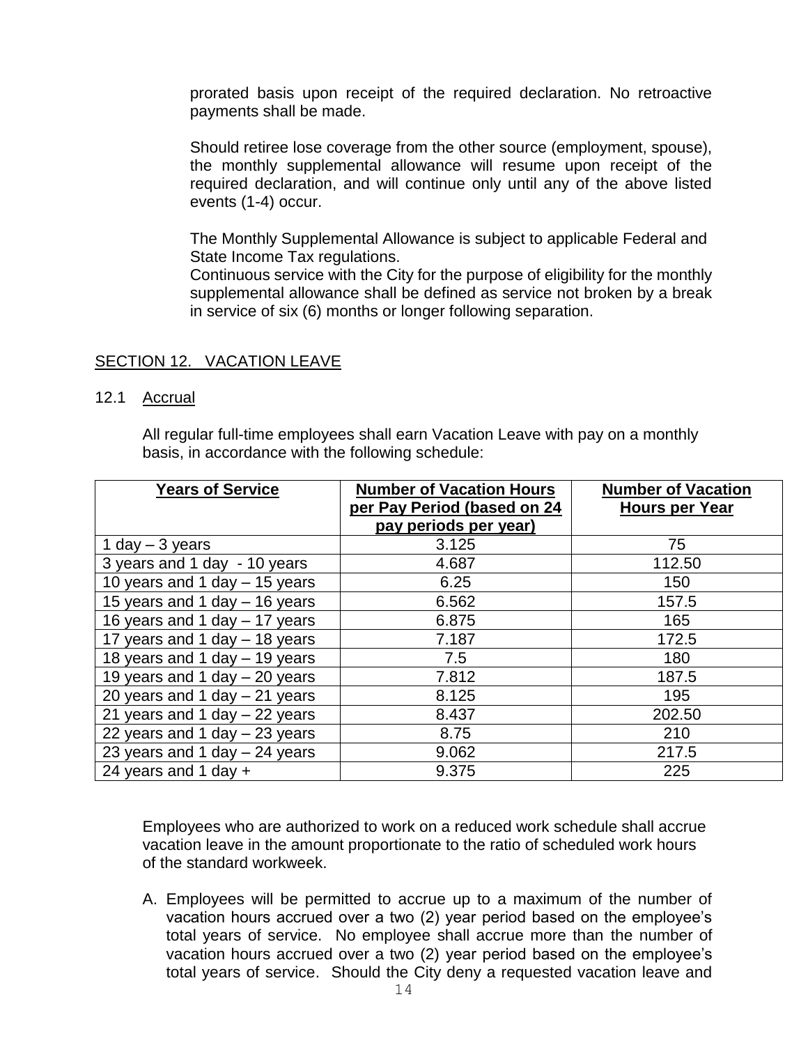prorated basis upon receipt of the required declaration. No retroactive payments shall be made.

Should retiree lose coverage from the other source (employment, spouse), the monthly supplemental allowance will resume upon receipt of the required declaration, and will continue only until any of the above listed events (1-4) occur.

The Monthly Supplemental Allowance is subject to applicable Federal and State Income Tax regulations.
Continuous service with the City for the purpose of eligibility for the monthly supplemental allowance shall be defined as service not broken by a break in service of six (6) months or longer following separation.

## SECTION 12. VACATION LEAVE

### 12.1 Accrual

All regular full-time employees shall earn Vacation Leave with pay on a monthly basis, in accordance with the following schedule:

| Years of Service | Number of Vacation Hours per Pay Period (based on 24 pay periods per year) | Number of Vacation Hours per Year |
|---|---|---|
| 1 day – 3 years | 3.125 | 75 |
| 3 years and 1 day - 10 years | 4.687 | 112.50 |
| 10 years and 1 day – 15 years | 6.25 | 150 |
| 15 years and 1 day – 16 years | 6.562 | 157.5 |
| 16 years and 1 day – 17 years | 6.875 | 165 |
| 17 years and 1 day – 18 years | 7.187 | 172.5 |
| 18 years and 1 day – 19 years | 7.5 | 180 |
| 19 years and 1 day – 20 years | 7.812 | 187.5 |
| 20 years and 1 day – 21 years | 8.125 | 195 |
| 21 years and 1 day – 22 years | 8.437 | 202.50 |
| 22 years and 1 day – 23 years | 8.75 | 210 |
| 23 years and 1 day – 24 years | 9.062 | 217.5 |
| 24 years and 1 day + | 9.375 | 225 |

Employees who are authorized to work on a reduced work schedule shall accrue vacation leave in the amount proportionate to the ratio of scheduled work hours of the standard workweek.

A. Employees will be permitted to accrue up to a maximum of the number of vacation hours accrued over a two (2) year period based on the employee's total years of service. No employee shall accrue more than the number of vacation hours accrued over a two (2) year period based on the employee's total years of service. Should the City deny a requested vacation leave and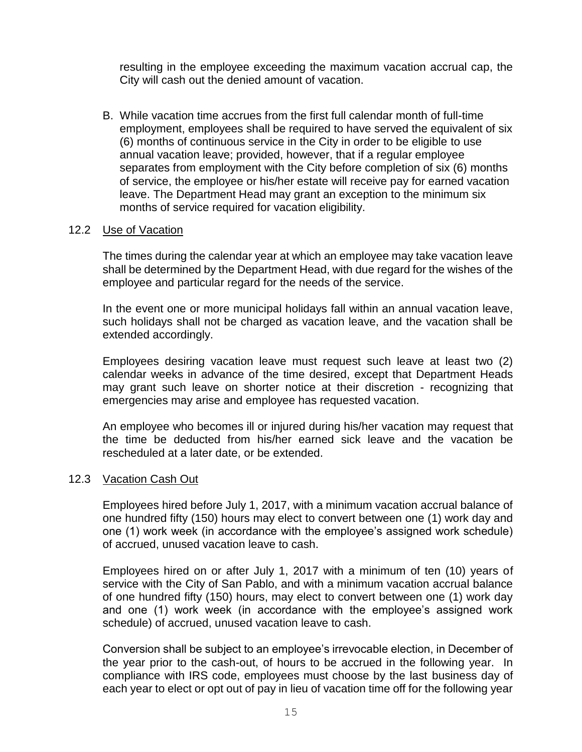resulting in the employee exceeding the maximum vacation accrual cap, the City will cash out the denied amount of vacation.

B. While vacation time accrues from the first full calendar month of full-time employment, employees shall be required to have served the equivalent of six (6) months of continuous service in the City in order to be eligible to use annual vacation leave; provided, however, that if a regular employee separates from employment with the City before completion of six (6) months of service, the employee or his/her estate will receive pay for earned vacation leave. The Department Head may grant an exception to the minimum six months of service required for vacation eligibility.

### 12.2 Use of Vacation

The times during the calendar year at which an employee may take vacation leave shall be determined by the Department Head, with due regard for the wishes of the employee and particular regard for the needs of the service.

In the event one or more municipal holidays fall within an annual vacation leave, such holidays shall not be charged as vacation leave, and the vacation shall be extended accordingly.

Employees desiring vacation leave must request such leave at least two (2) calendar weeks in advance of the time desired, except that Department Heads may grant such leave on shorter notice at their discretion - recognizing that emergencies may arise and employee has requested vacation.

An employee who becomes ill or injured during his/her vacation may request that the time be deducted from his/her earned sick leave and the vacation be rescheduled at a later date, or be extended.

### 12.3 Vacation Cash Out

Employees hired before July 1, 2017, with a minimum vacation accrual balance of one hundred fifty (150) hours may elect to convert between one (1) work day and one (1) work week (in accordance with the employee's assigned work schedule) of accrued, unused vacation leave to cash.

Employees hired on or after July 1, 2017 with a minimum of ten (10) years of service with the City of San Pablo, and with a minimum vacation accrual balance of one hundred fifty (150) hours, may elect to convert between one (1) work day and one (1) work week (in accordance with the employee's assigned work schedule) of accrued, unused vacation leave to cash.

Conversion shall be subject to an employee's irrevocable election, in December of the year prior to the cash-out, of hours to be accrued in the following year. In compliance with IRS code, employees must choose by the last business day of each year to elect or opt out of pay in lieu of vacation time off for the following year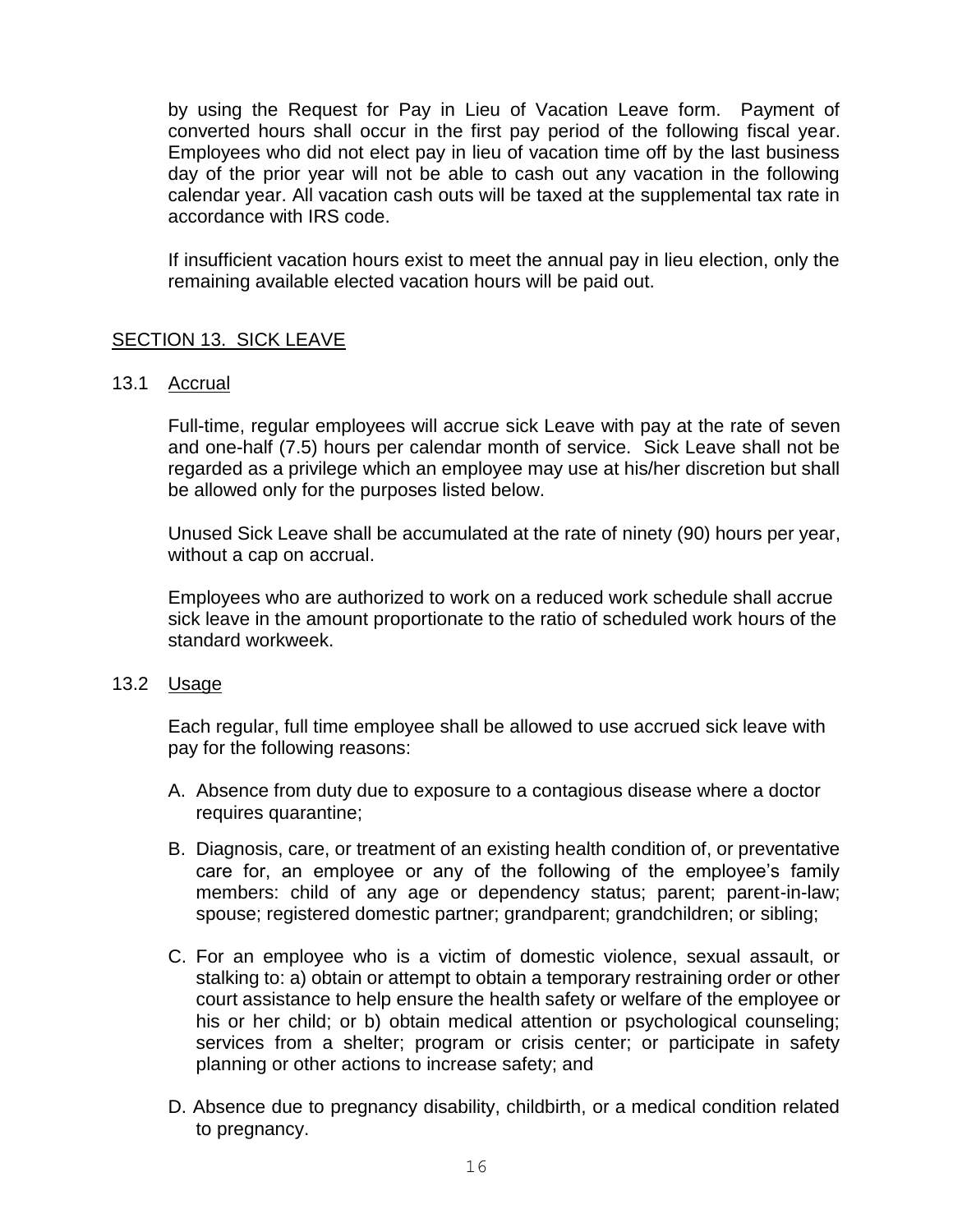by using the Request for Pay in Lieu of Vacation Leave form. Payment of converted hours shall occur in the first pay period of the following fiscal year. Employees who did not elect pay in lieu of vacation time off by the last business day of the prior year will not be able to cash out any vacation in the following calendar year. All vacation cash outs will be taxed at the supplemental tax rate in accordance with IRS code.

If insufficient vacation hours exist to meet the annual pay in lieu election, only the remaining available elected vacation hours will be paid out.

## SECTION 13. SICK LEAVE

### 13.1 Accrual

Full-time, regular employees will accrue sick Leave with pay at the rate of seven and one-half (7.5) hours per calendar month of service. Sick Leave shall not be regarded as a privilege which an employee may use at his/her discretion but shall be allowed only for the purposes listed below.

Unused Sick Leave shall be accumulated at the rate of ninety (90) hours per year, without a cap on accrual.

Employees who are authorized to work on a reduced work schedule shall accrue sick leave in the amount proportionate to the ratio of scheduled work hours of the standard workweek.

### 13.2 Usage

Each regular, full time employee shall be allowed to use accrued sick leave with pay for the following reasons:

A. Absence from duty due to exposure to a contagious disease where a doctor requires quarantine;

B. Diagnosis, care, or treatment of an existing health condition of, or preventative care for, an employee or any of the following of the employee's family members: child of any age or dependency status; parent; parent-in-law; spouse; registered domestic partner; grandparent; grandchildren; or sibling;

C. For an employee who is a victim of domestic violence, sexual assault, or stalking to: a) obtain or attempt to obtain a temporary restraining order or other court assistance to help ensure the health safety or welfare of the employee or his or her child; or b) obtain medical attention or psychological counseling; services from a shelter; program or crisis center; or participate in safety planning or other actions to increase safety; and

D. Absence due to pregnancy disability, childbirth, or a medical condition related to pregnancy.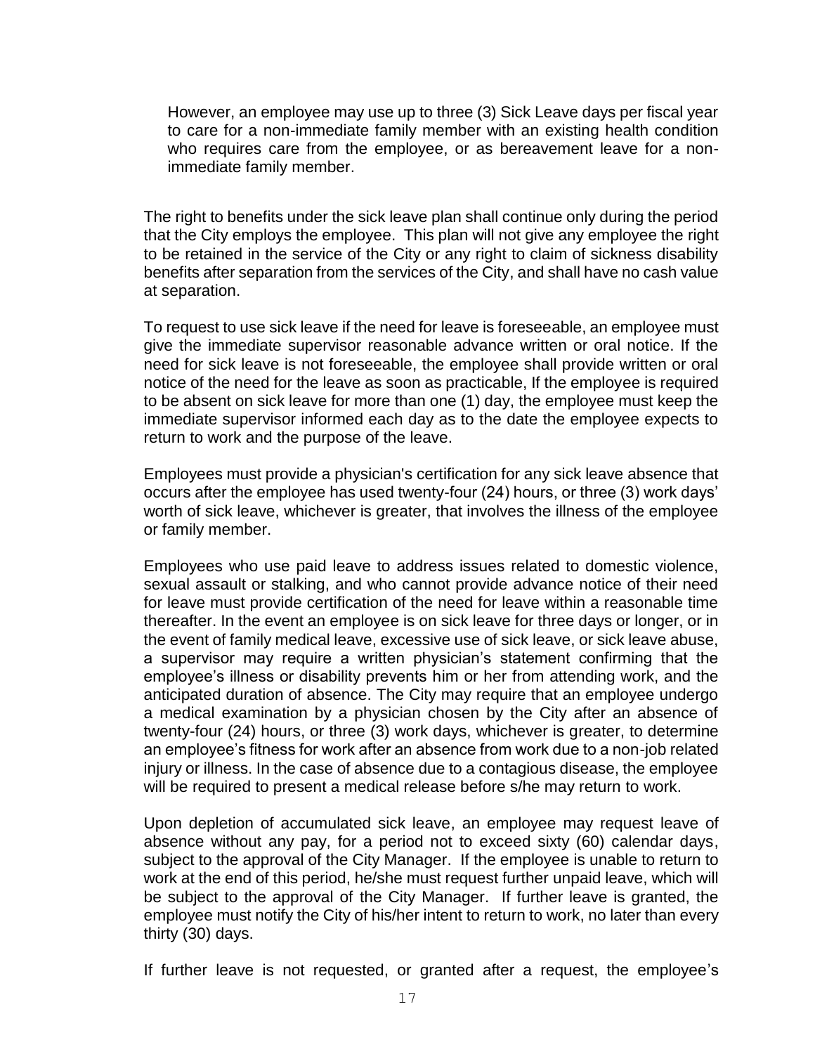However, an employee may use up to three (3) Sick Leave days per fiscal year to care for a non-immediate family member with an existing health condition who requires care from the employee, or as bereavement leave for a non-immediate family member.

The right to benefits under the sick leave plan shall continue only during the period that the City employs the employee. This plan will not give any employee the right to be retained in the service of the City or any right to claim of sickness disability benefits after separation from the services of the City, and shall have no cash value at separation.

To request to use sick leave if the need for leave is foreseeable, an employee must give the immediate supervisor reasonable advance written or oral notice. If the need for sick leave is not foreseeable, the employee shall provide written or oral notice of the need for the leave as soon as practicable, If the employee is required to be absent on sick leave for more than one (1) day, the employee must keep the immediate supervisor informed each day as to the date the employee expects to return to work and the purpose of the leave.

Employees must provide a physician's certification for any sick leave absence that occurs after the employee has used twenty-four (24) hours, or three (3) work days' worth of sick leave, whichever is greater, that involves the illness of the employee or family member.

Employees who use paid leave to address issues related to domestic violence, sexual assault or stalking, and who cannot provide advance notice of their need for leave must provide certification of the need for leave within a reasonable time thereafter. In the event an employee is on sick leave for three days or longer, or in the event of family medical leave, excessive use of sick leave, or sick leave abuse, a supervisor may require a written physician's statement confirming that the employee's illness or disability prevents him or her from attending work, and the anticipated duration of absence. The City may require that an employee undergo a medical examination by a physician chosen by the City after an absence of twenty-four (24) hours, or three (3) work days, whichever is greater, to determine an employee's fitness for work after an absence from work due to a non-job related injury or illness. In the case of absence due to a contagious disease, the employee will be required to present a medical release before s/he may return to work.

Upon depletion of accumulated sick leave, an employee may request leave of absence without any pay, for a period not to exceed sixty (60) calendar days, subject to the approval of the City Manager. If the employee is unable to return to work at the end of this period, he/she must request further unpaid leave, which will be subject to the approval of the City Manager. If further leave is granted, the employee must notify the City of his/her intent to return to work, no later than every thirty (30) days.

If further leave is not requested, or granted after a request, the employee's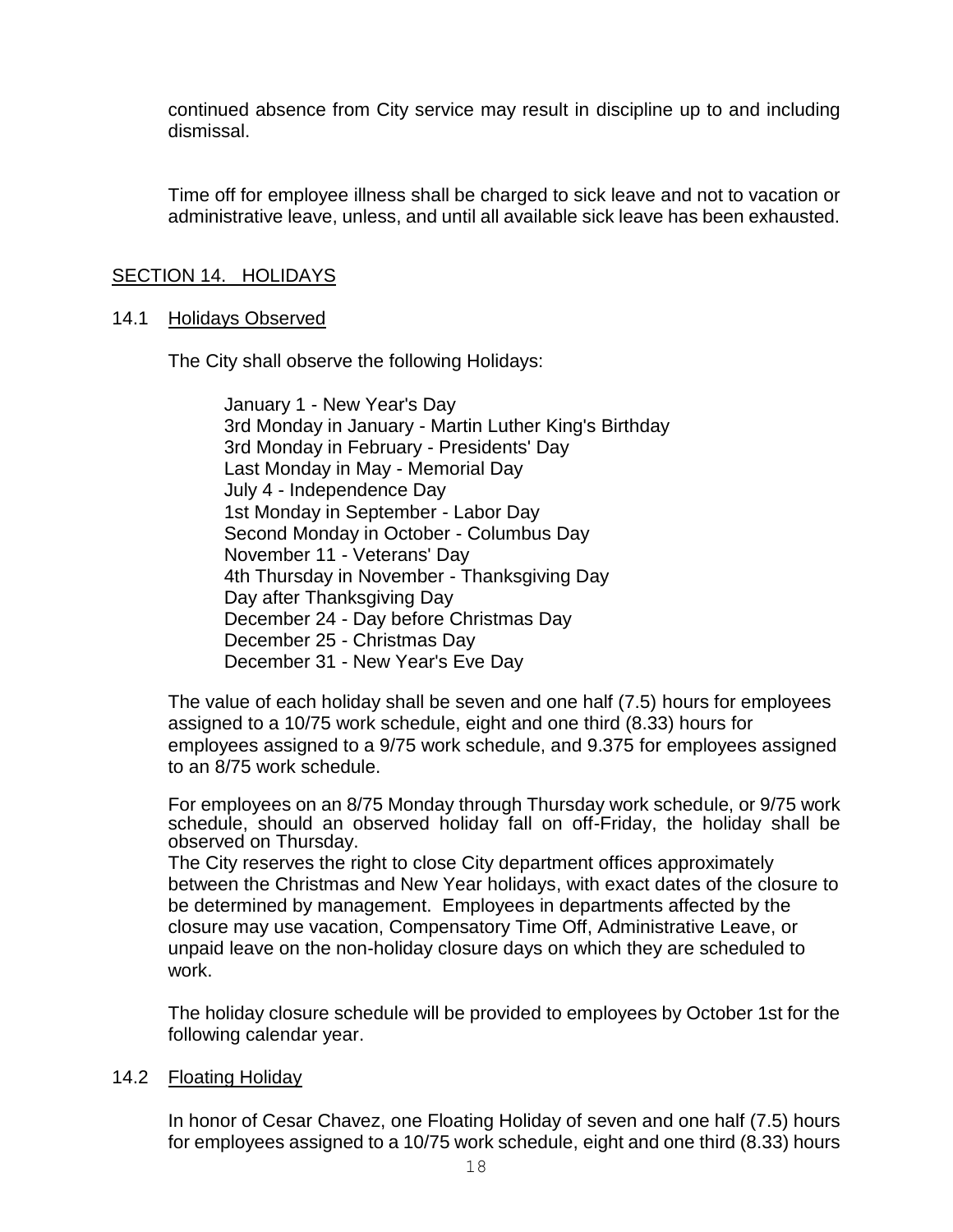continued absence from City service may result in discipline up to and including dismissal.

Time off for employee illness shall be charged to sick leave and not to vacation or administrative leave, unless, and until all available sick leave has been exhausted.

## SECTION 14. HOLIDAYS

### 14.1 Holidays Observed

The City shall observe the following Holidays:

January 1 - New Year's Day
3rd Monday in January - Martin Luther King's Birthday
3rd Monday in February - Presidents' Day
Last Monday in May - Memorial Day
July 4 - Independence Day
1st Monday in September - Labor Day
Second Monday in October - Columbus Day
November 11 - Veterans' Day
4th Thursday in November - Thanksgiving Day
Day after Thanksgiving Day
December 24 - Day before Christmas Day
December 25 - Christmas Day
December 31 - New Year's Eve Day

The value of each holiday shall be seven and one half (7.5) hours for employees assigned to a 10/75 work schedule, eight and one third (8.33) hours for employees assigned to a 9/75 work schedule, and 9.375 for employees assigned to an 8/75 work schedule.

For employees on an 8/75 Monday through Thursday work schedule, or 9/75 work schedule, should an observed holiday fall on off-Friday, the holiday shall be observed on Thursday.

The City reserves the right to close City department offices approximately between the Christmas and New Year holidays, with exact dates of the closure to be determined by management. Employees in departments affected by the closure may use vacation, Compensatory Time Off, Administrative Leave, or unpaid leave on the non-holiday closure days on which they are scheduled to work.

The holiday closure schedule will be provided to employees by October 1st for the following calendar year.

### 14.2 Floating Holiday

In honor of Cesar Chavez, one Floating Holiday of seven and one half (7.5) hours for employees assigned to a 10/75 work schedule, eight and one third (8.33) hours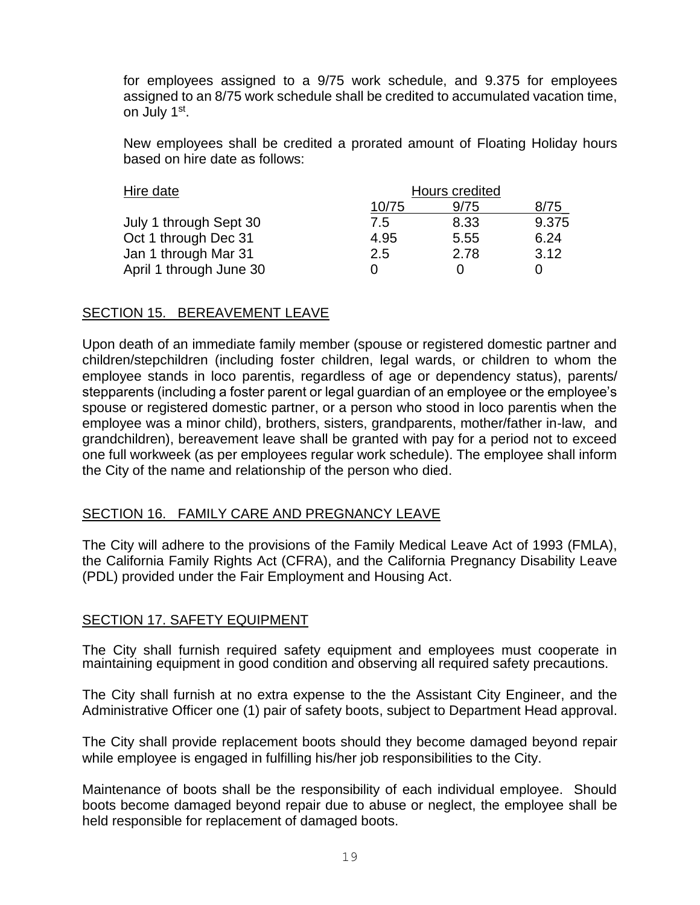for employees assigned to a 9/75 work schedule, and 9.375 for employees assigned to an 8/75 work schedule shall be credited to accumulated vacation time, on July 1st.

New employees shall be credited a prorated amount of Floating Holiday hours based on hire date as follows:

| Hire date | Hours credited | | |
|---|---|---|---|
| | 10/75 | 9/75 | 8/75 |
| July 1 through Sept 30 | 7.5 | 8.33 | 9.375 |
| Oct 1 through Dec 31 | 4.95 | 5.55 | 6.24 |
| Jan 1 through Mar 31 | 2.5 | 2.78 | 3.12 |
| April 1 through June 30 | 0 | 0 | 0 |

## SECTION 15. BEREAVEMENT LEAVE

Upon death of an immediate family member (spouse or registered domestic partner and children/stepchildren (including foster children, legal wards, or children to whom the employee stands in loco parentis, regardless of age or dependency status), parents/ stepparents (including a foster parent or legal guardian of an employee or the employee's spouse or registered domestic partner, or a person who stood in loco parentis when the employee was a minor child), brothers, sisters, grandparents, mother/father in-law, and grandchildren), bereavement leave shall be granted with pay for a period not to exceed one full workweek (as per employees regular work schedule). The employee shall inform the City of the name and relationship of the person who died.

## SECTION 16. FAMILY CARE AND PREGNANCY LEAVE

The City will adhere to the provisions of the Family Medical Leave Act of 1993 (FMLA), the California Family Rights Act (CFRA), and the California Pregnancy Disability Leave (PDL) provided under the Fair Employment and Housing Act.

## SECTION 17. SAFETY EQUIPMENT

The City shall furnish required safety equipment and employees must cooperate in maintaining equipment in good condition and observing all required safety precautions.

The City shall furnish at no extra expense to the the Assistant City Engineer, and the Administrative Officer one (1) pair of safety boots, subject to Department Head approval.

The City shall provide replacement boots should they become damaged beyond repair while employee is engaged in fulfilling his/her job responsibilities to the City.

Maintenance of boots shall be the responsibility of each individual employee. Should boots become damaged beyond repair due to abuse or neglect, the employee shall be held responsible for replacement of damaged boots.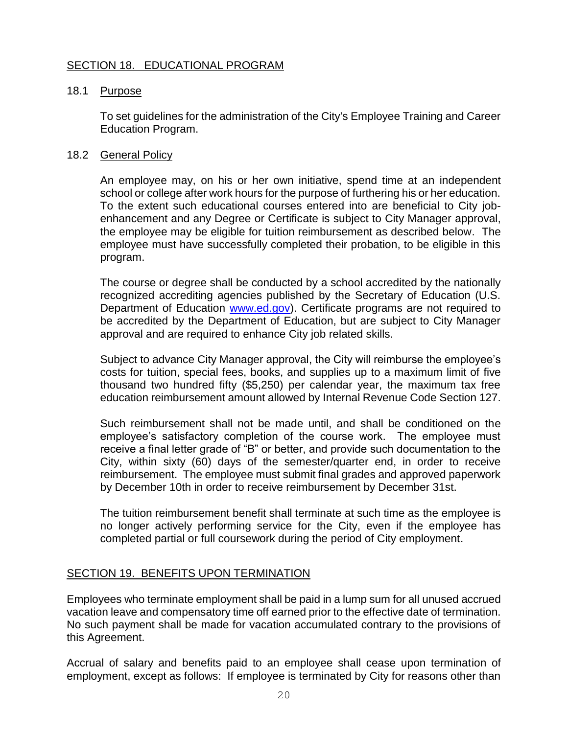## SECTION 18. EDUCATIONAL PROGRAM

### 18.1 Purpose

To set guidelines for the administration of the City's Employee Training and Career Education Program.

### 18.2 General Policy

An employee may, on his or her own initiative, spend time at an independent school or college after work hours for the purpose of furthering his or her education. To the extent such educational courses entered into are beneficial to City job-enhancement and any Degree or Certificate is subject to City Manager approval, the employee may be eligible for tuition reimbursement as described below. The employee must have successfully completed their probation, to be eligible in this program.

The course or degree shall be conducted by a school accredited by the nationally recognized accrediting agencies published by the Secretary of Education (U.S. Department of Education www.ed.gov). Certificate programs are not required to be accredited by the Department of Education, but are subject to City Manager approval and are required to enhance City job related skills.

Subject to advance City Manager approval, the City will reimburse the employee's costs for tuition, special fees, books, and supplies up to a maximum limit of five thousand two hundred fifty ($5,250) per calendar year, the maximum tax free education reimbursement amount allowed by Internal Revenue Code Section 127.

Such reimbursement shall not be made until, and shall be conditioned on the employee's satisfactory completion of the course work. The employee must receive a final letter grade of "B" or better, and provide such documentation to the City, within sixty (60) days of the semester/quarter end, in order to receive reimbursement. The employee must submit final grades and approved paperwork by December 10th in order to receive reimbursement by December 31st.

The tuition reimbursement benefit shall terminate at such time as the employee is no longer actively performing service for the City, even if the employee has completed partial or full coursework during the period of City employment.

## SECTION 19. BENEFITS UPON TERMINATION

Employees who terminate employment shall be paid in a lump sum for all unused accrued vacation leave and compensatory time off earned prior to the effective date of termination. No such payment shall be made for vacation accumulated contrary to the provisions of this Agreement.

Accrual of salary and benefits paid to an employee shall cease upon termination of employment, except as follows: If employee is terminated by City for reasons other than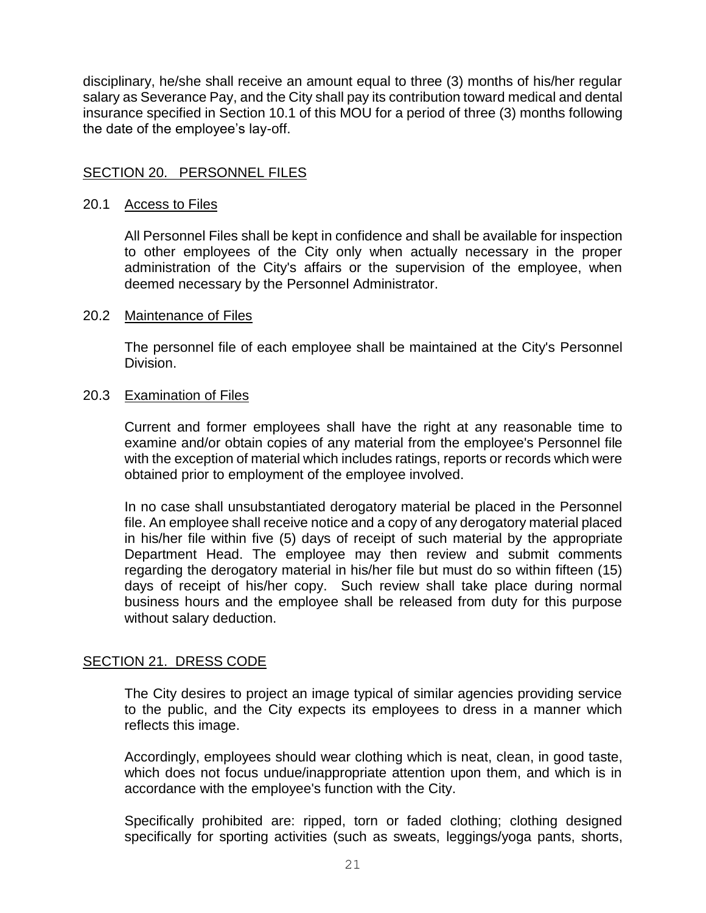disciplinary, he/she shall receive an amount equal to three (3) months of his/her regular salary as Severance Pay, and the City shall pay its contribution toward medical and dental insurance specified in Section 10.1 of this MOU for a period of three (3) months following the date of the employee's lay-off.

## SECTION 20. PERSONNEL FILES

### 20.1 Access to Files

All Personnel Files shall be kept in confidence and shall be available for inspection to other employees of the City only when actually necessary in the proper administration of the City's affairs or the supervision of the employee, when deemed necessary by the Personnel Administrator.

### 20.2 Maintenance of Files

The personnel file of each employee shall be maintained at the City's Personnel Division.

### 20.3 Examination of Files

Current and former employees shall have the right at any reasonable time to examine and/or obtain copies of any material from the employee's Personnel file with the exception of material which includes ratings, reports or records which were obtained prior to employment of the employee involved.

In no case shall unsubstantiated derogatory material be placed in the Personnel file. An employee shall receive notice and a copy of any derogatory material placed in his/her file within five (5) days of receipt of such material by the appropriate Department Head. The employee may then review and submit comments regarding the derogatory material in his/her file but must do so within fifteen (15) days of receipt of his/her copy. Such review shall take place during normal business hours and the employee shall be released from duty for this purpose without salary deduction.

## SECTION 21. DRESS CODE

The City desires to project an image typical of similar agencies providing service to the public, and the City expects its employees to dress in a manner which reflects this image.

Accordingly, employees should wear clothing which is neat, clean, in good taste, which does not focus undue/inappropriate attention upon them, and which is in accordance with the employee's function with the City.

Specifically prohibited are: ripped, torn or faded clothing; clothing designed specifically for sporting activities (such as sweats, leggings/yoga pants, shorts,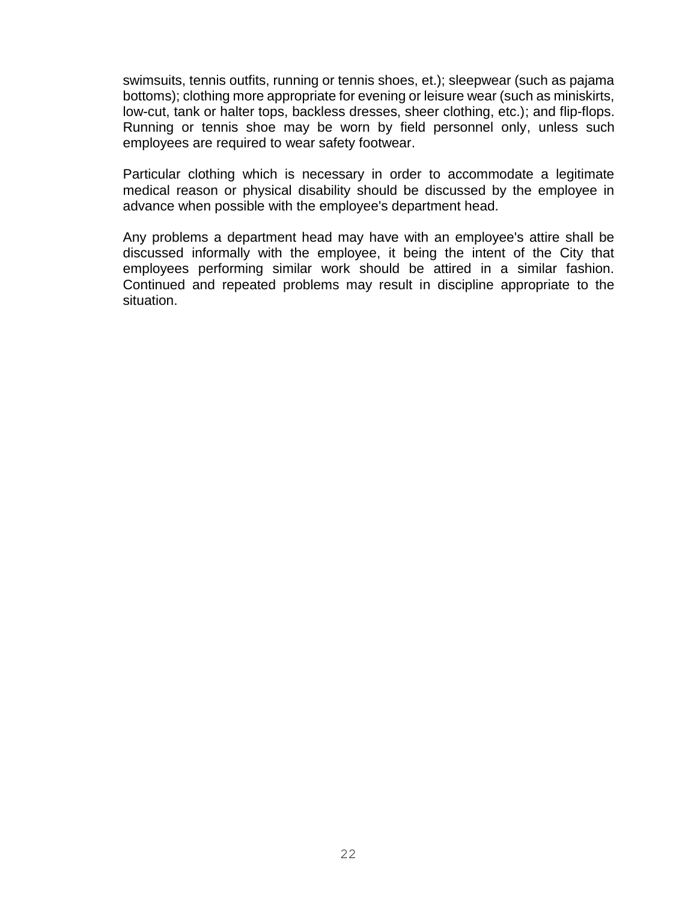swimsuits, tennis outfits, running or tennis shoes, et.); sleepwear (such as pajama bottoms); clothing more appropriate for evening or leisure wear (such as miniskirts, low-cut, tank or halter tops, backless dresses, sheer clothing, etc.); and flip-flops. Running or tennis shoe may be worn by field personnel only, unless such employees are required to wear safety footwear.

Particular clothing which is necessary in order to accommodate a legitimate medical reason or physical disability should be discussed by the employee in advance when possible with the employee's department head.

Any problems a department head may have with an employee's attire shall be discussed informally with the employee, it being the intent of the City that employees performing similar work should be attired in a similar fashion. Continued and repeated problems may result in discipline appropriate to the situation.